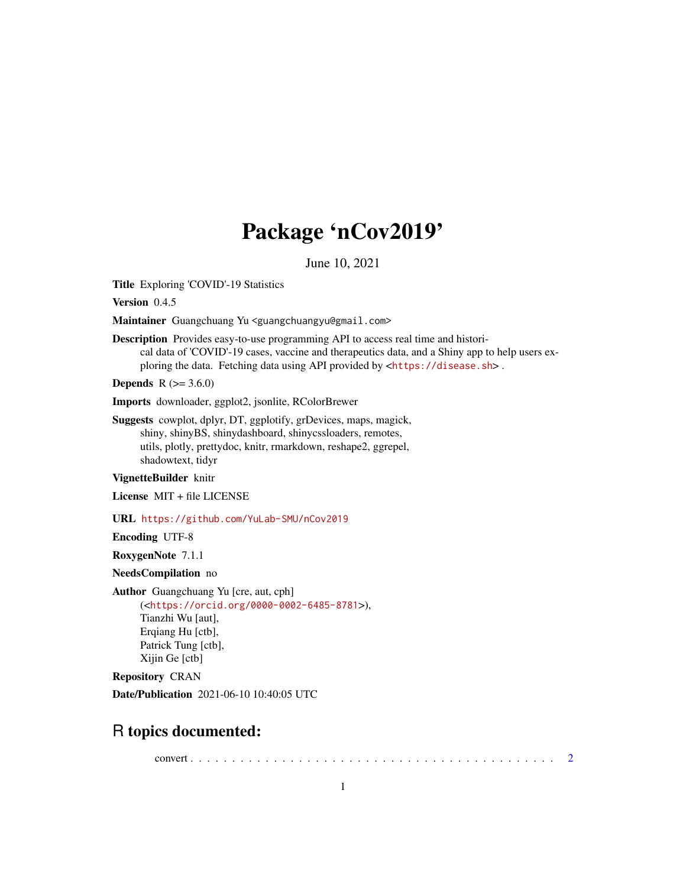# Package 'nCov2019'

June 10, 2021

**Title** Exploring 'COVID'-19 Statistics

**Version** 0.4.5

**Maintainer** Guangchuang Yu <guangchuangyu@gmail.com>

**Description** Provides easy-to-use programming API to access real time and historical data of 'COVID'-19 cases, vaccine and therapeutics data, and a Shiny app to help users exploring the data. Fetching data using API provided by <https://disease.sh> .

**Depends** R (>= 3.6.0)

**Imports** downloader, ggplot2, jsonlite, RColorBrewer

**Suggests** cowplot, dplyr, DT, ggplotify, grDevices, maps, magick, shiny, shinyBS, shinydashboard, shinycssloaders, remotes, utils, plotly, prettydoc, knitr, rmarkdown, reshape2, ggrepel, shadowtext, tidyr

**VignetteBuilder** knitr

**License** MIT + file LICENSE

**URL** https://github.com/YuLab-SMU/nCov2019

**Encoding** UTF-8

**RoxygenNote** 7.1.1

**NeedsCompilation** no

**Author** Guangchuang Yu [cre, aut, cph] (<https://orcid.org/0000-0002-6485-8781>), Tianzhi Wu [aut], Erqiang Hu [ctb], Patrick Tung [ctb], Xijin Ge [ctb]

**Repository** CRAN

**Date/Publication** 2021-06-10 10:40:05 UTC

## R topics documented:

convert . . . . . . . . . . . . . . . . . . . . . . . . . . . . . . . . . . . . . . . . . . . 2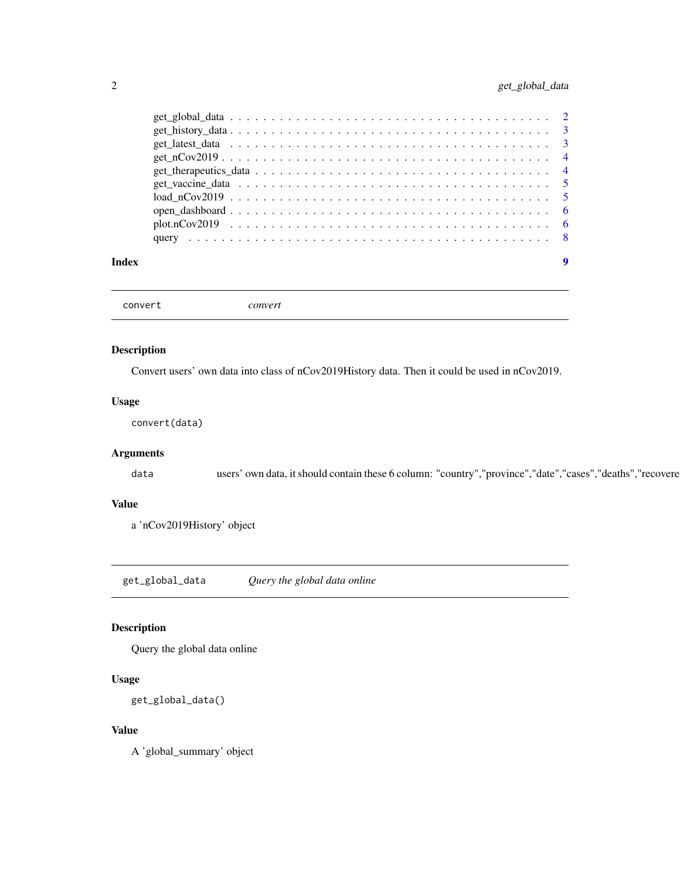get_global_data . . . . . . . . . . . . . . . . . . . . . . . . . . . . . . . . . . . . 2
get_history_data . . . . . . . . . . . . . . . . . . . . . . . . . . . . . . . . . . . . 3
get_latest_data . . . . . . . . . . . . . . . . . . . . . . . . . . . . . . . . . . . . 3
get_nCov2019 . . . . . . . . . . . . . . . . . . . . . . . . . . . . . . . . . . . . 4
get_therapeutics_data . . . . . . . . . . . . . . . . . . . . . . . . . . . . . . . . . 4
get_vaccine_data . . . . . . . . . . . . . . . . . . . . . . . . . . . . . . . . . . . 5
load_nCov2019 . . . . . . . . . . . . . . . . . . . . . . . . . . . . . . . . . . . . 5
open_dashboard . . . . . . . . . . . . . . . . . . . . . . . . . . . . . . . . . . . 6
plot.nCov2019 . . . . . . . . . . . . . . . . . . . . . . . . . . . . . . . . . . . . 6
query . . . . . . . . . . . . . . . . . . . . . . . . . . . . . . . . . . . . . . . . 8

**Index** **9**

---

## convert — *convert*

### Description

Convert users' own data into class of nCov2019History data. Then it could be used in nCov2019.

### Usage

```
convert(data)
```

### Arguments

`data` users' own data, it should contain these 6 column: "country","province","date","cases","deaths","recovere

### Value

a 'nCov2019History' object

---

## get_global_data — *Query the global data online*

### Description

Query the global data online

### Usage

```
get_global_data()
```

### Value

A 'global_summary' object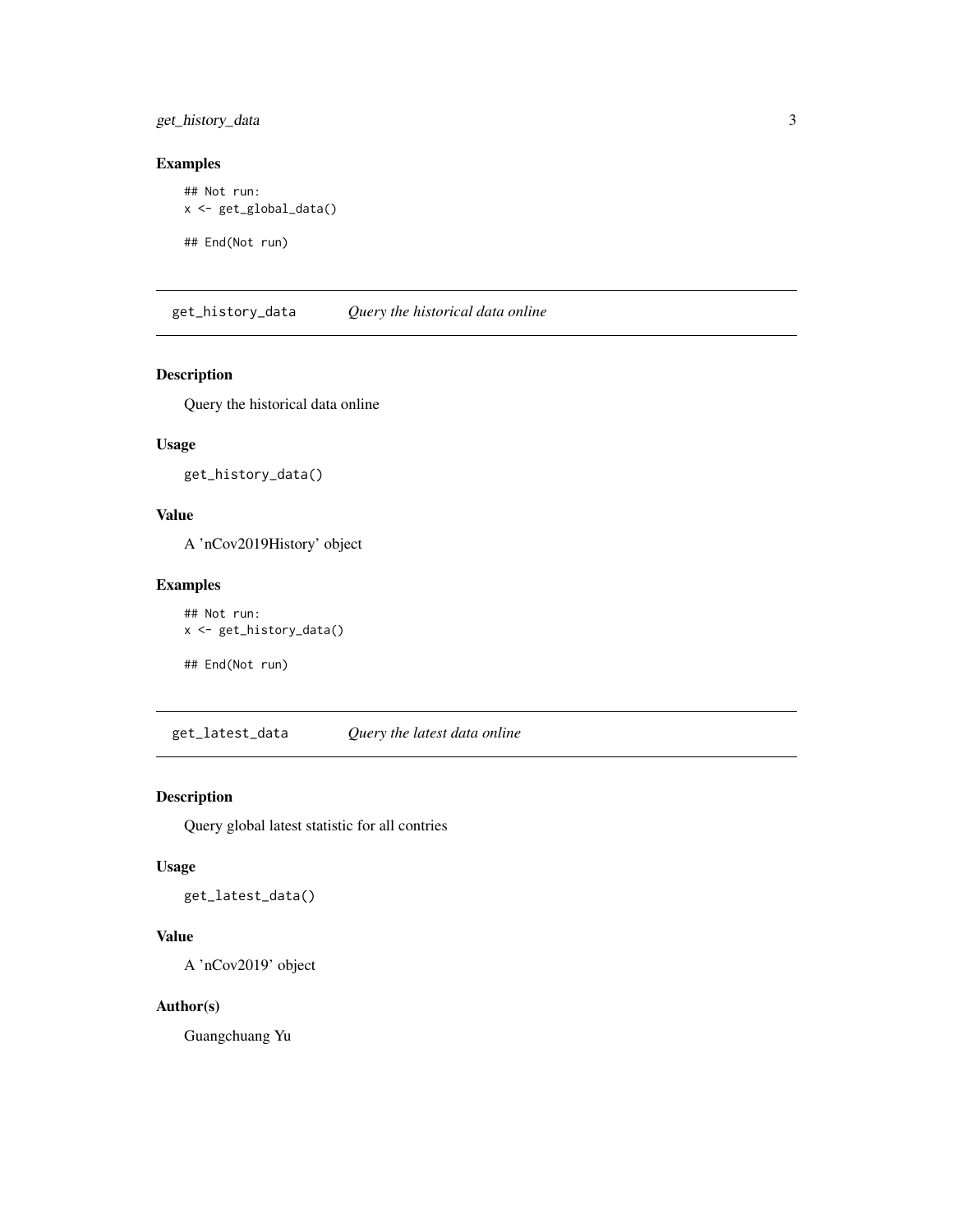### Examples

```
## Not run:
x <- get_global_data()

## End(Not run)
```

## get_history_data *Query the historical data online*

### Description

Query the historical data online

### Usage

```
get_history_data()
```

### Value

A 'nCov2019History' object

### Examples

```
## Not run:
x <- get_history_data()

## End(Not run)
```

## get_latest_data *Query the latest data online*

### Description

Query global latest statistic for all contries

### Usage

```
get_latest_data()
```

### Value

A 'nCov2019' object

### Author(s)

Guangchuang Yu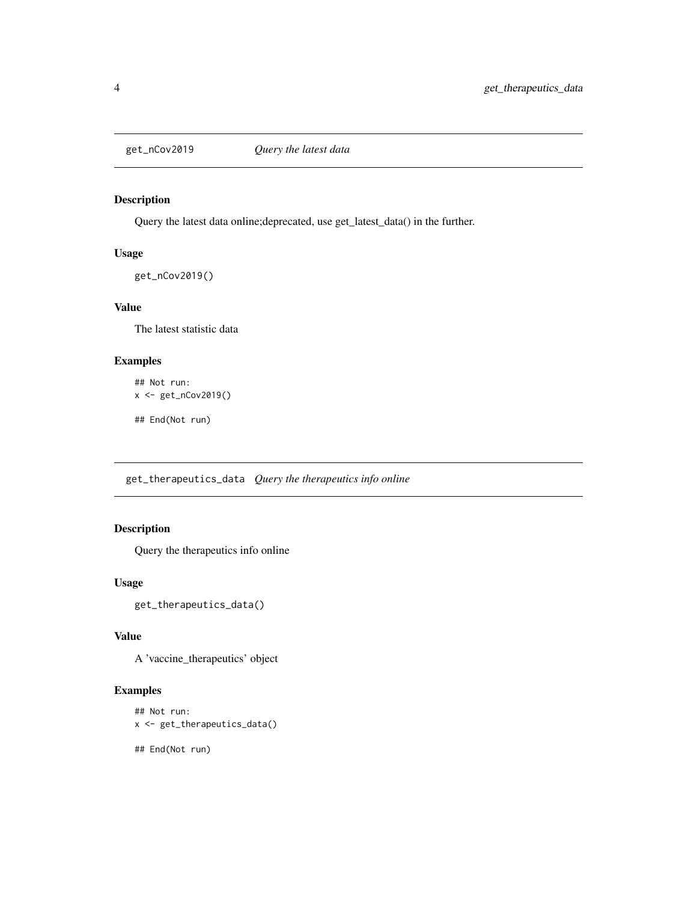## get_nCov2019 *Query the latest data*

### Description

Query the latest data online;deprecated, use get_latest_data() in the further.

### Usage

```
get_nCov2019()
```

### Value

The latest statistic data

### Examples

```
## Not run:
x <- get_nCov2019()

## End(Not run)
```

## get_therapeutics_data *Query the therapeutics info online*

### Description

Query the therapeutics info online

### Usage

```
get_therapeutics_data()
```

### Value

A 'vaccine_therapeutics' object

### Examples

```
## Not run:
x <- get_therapeutics_data()

## End(Not run)
```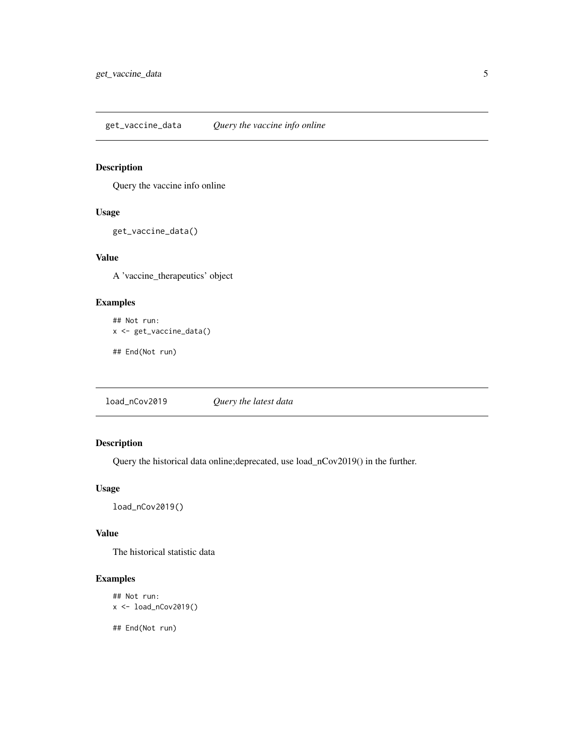## get_vaccine_data — *Query the vaccine info online*

### Description

Query the vaccine info online

### Usage

```
get_vaccine_data()
```

### Value

A 'vaccine_therapeutics' object

### Examples

```
## Not run:
x <- get_vaccine_data()

## End(Not run)
```

## load_nCov2019 — *Query the latest data*

### Description

Query the historical data online;deprecated, use load_nCov2019() in the further.

### Usage

```
load_nCov2019()
```

### Value

The historical statistic data

### Examples

```
## Not run:
x <- load_nCov2019()

## End(Not run)
```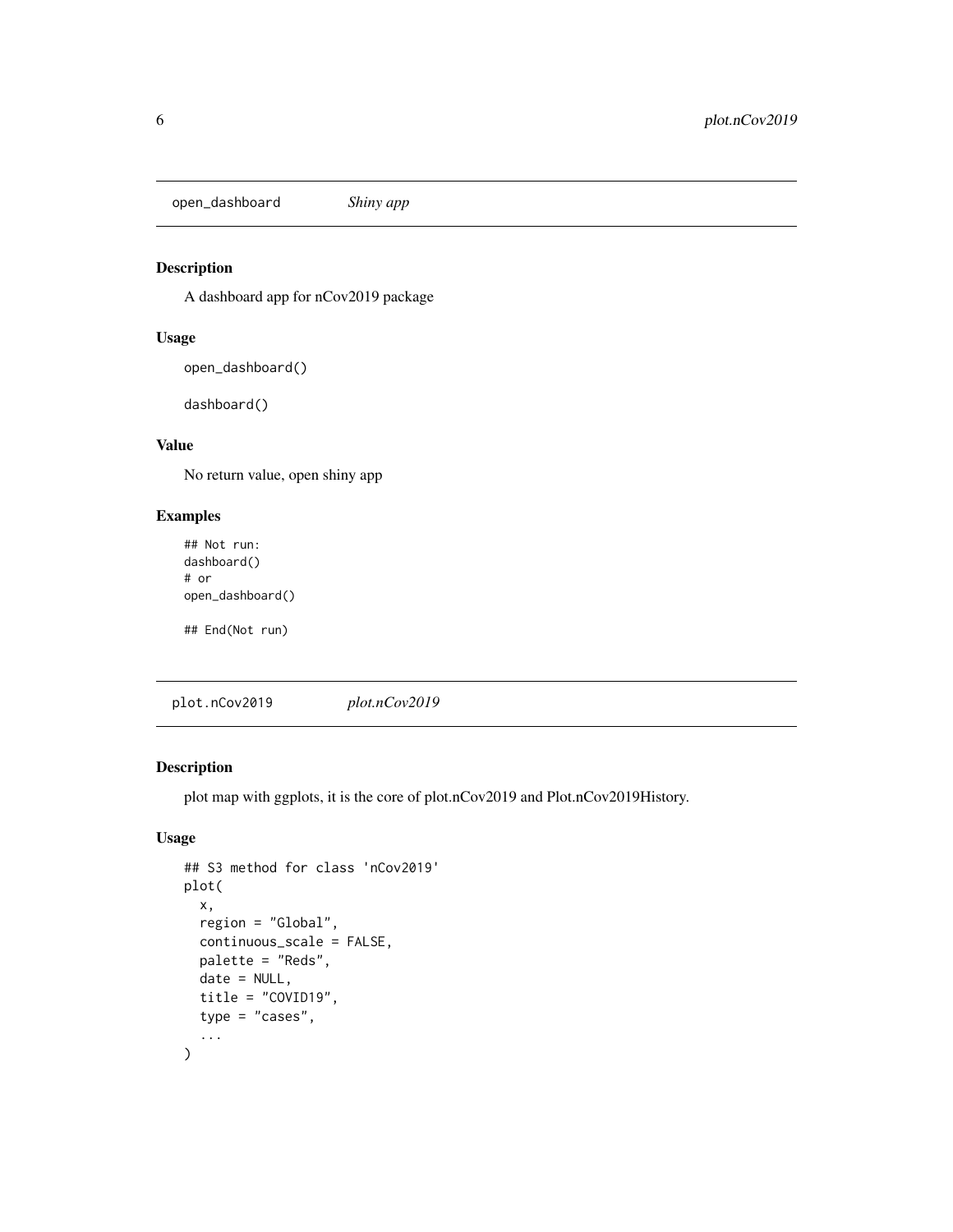## open_dashboard *Shiny app*

### Description

A dashboard app for nCov2019 package

### Usage

```
open_dashboard()

dashboard()
```

### Value

No return value, open shiny app

### Examples

```
## Not run:
dashboard()
# or
open_dashboard()

## End(Not run)
```

## plot.nCov2019 *plot.nCov2019*

### Description

plot map with ggplots, it is the core of plot.nCov2019 and Plot.nCov2019History.

### Usage

```
## S3 method for class 'nCov2019'
plot(
  x,
  region = "Global",
  continuous_scale = FALSE,
  palette = "Reds",
  date = NULL,
  title = "COVID19",
  type = "cases",
  ...
)
```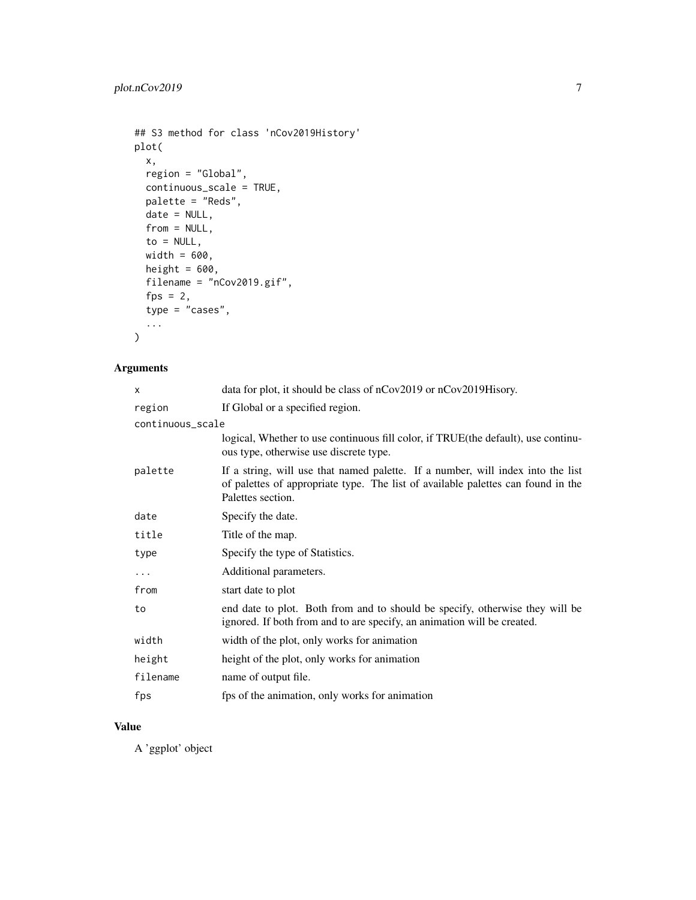```
## S3 method for class 'nCov2019History'
plot(
  x,
  region = "Global",
  continuous_scale = TRUE,
  palette = "Reds",
  date = NULL,
  from = NULL,
  to = NULL,
  width = 600,
  height = 600,
  filename = "nCov2019.gif",
  fps = 2,
  type = "cases",
  ...
)
```

## Arguments

| | |
|---|---|
| `x` | data for plot, it should be class of nCov2019 or nCov2019Hisory. |
| `region` | If Global or a specified region. |
| `continuous_scale` | logical, Whether to use continuous fill color, if TRUE(the default), use continuous type, otherwise use discrete type. |
| `palette` | If a string, will use that named palette. If a number, will index into the list of palettes of appropriate type. The list of available palettes can found in the Palettes section. |
| `date` | Specify the date. |
| `title` | Title of the map. |
| `type` | Specify the type of Statistics. |
| `...` | Additional parameters. |
| `from` | start date to plot |
| `to` | end date to plot. Both from and to should be specify, otherwise they will be ignored. If both from and to are specify, an animation will be created. |
| `width` | width of the plot, only works for animation |
| `height` | height of the plot, only works for animation |
| `filename` | name of output file. |
| `fps` | fps of the animation, only works for animation |

## Value

A 'ggplot' object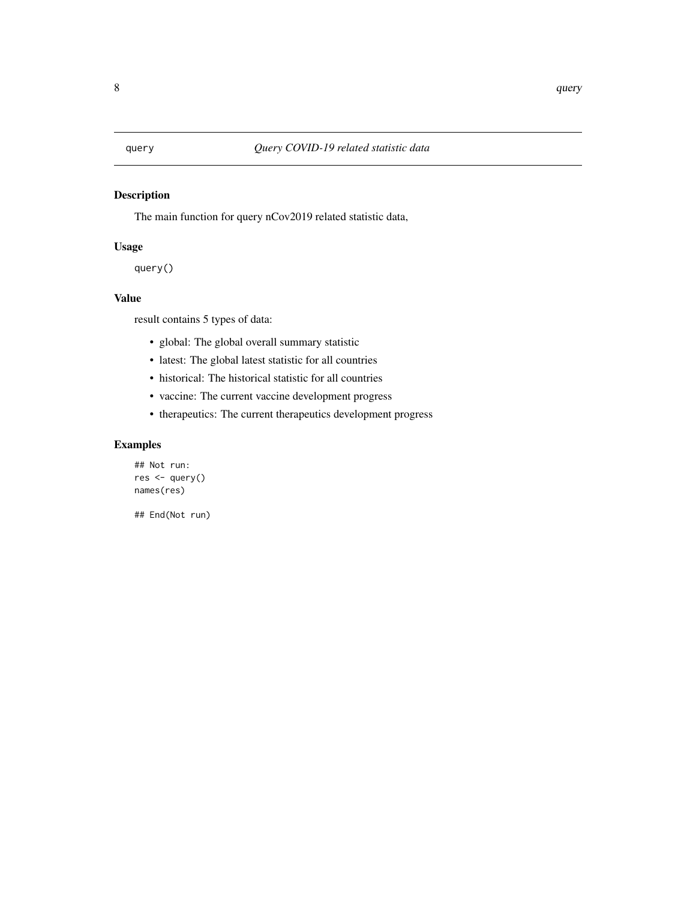# query — *Query COVID-19 related statistic data*

## Description

The main function for query nCov2019 related statistic data,

## Usage

```
query()
```

## Value

result contains 5 types of data:

- global: The global overall summary statistic
- latest: The global latest statistic for all countries
- historical: The historical statistic for all countries
- vaccine: The current vaccine development progress
- therapeutics: The current therapeutics development progress

## Examples

```
## Not run:
res <- query()
names(res)

## End(Not run)
```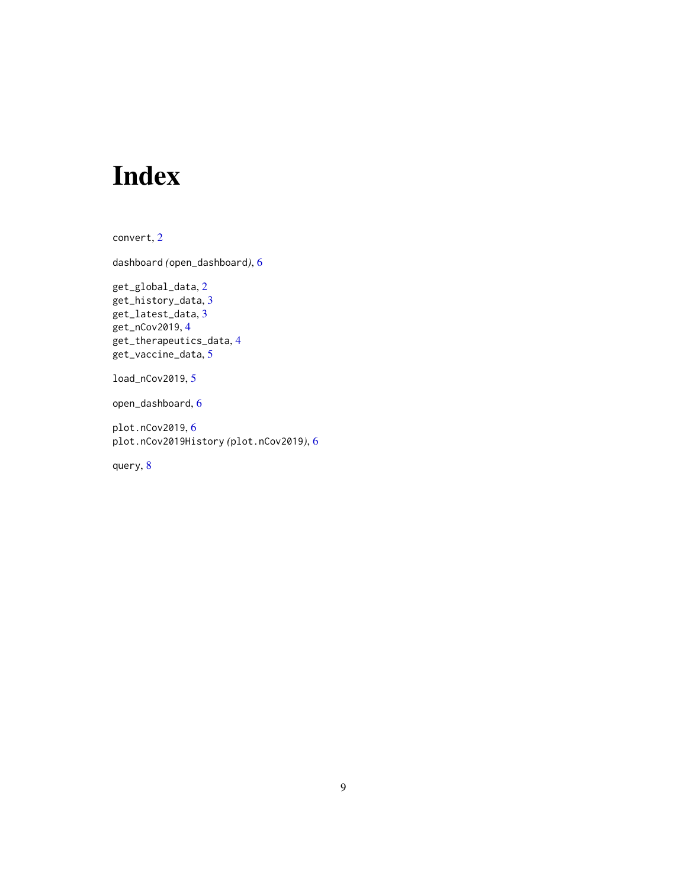# Index

convert, 2

dashboard (open_dashboard), 6

get_global_data, 2
get_history_data, 3
get_latest_data, 3
get_nCov2019, 4
get_therapeutics_data, 4
get_vaccine_data, 5

load_nCov2019, 5

open_dashboard, 6

plot.nCov2019, 6
plot.nCov2019History (plot.nCov2019), 6

query, 8